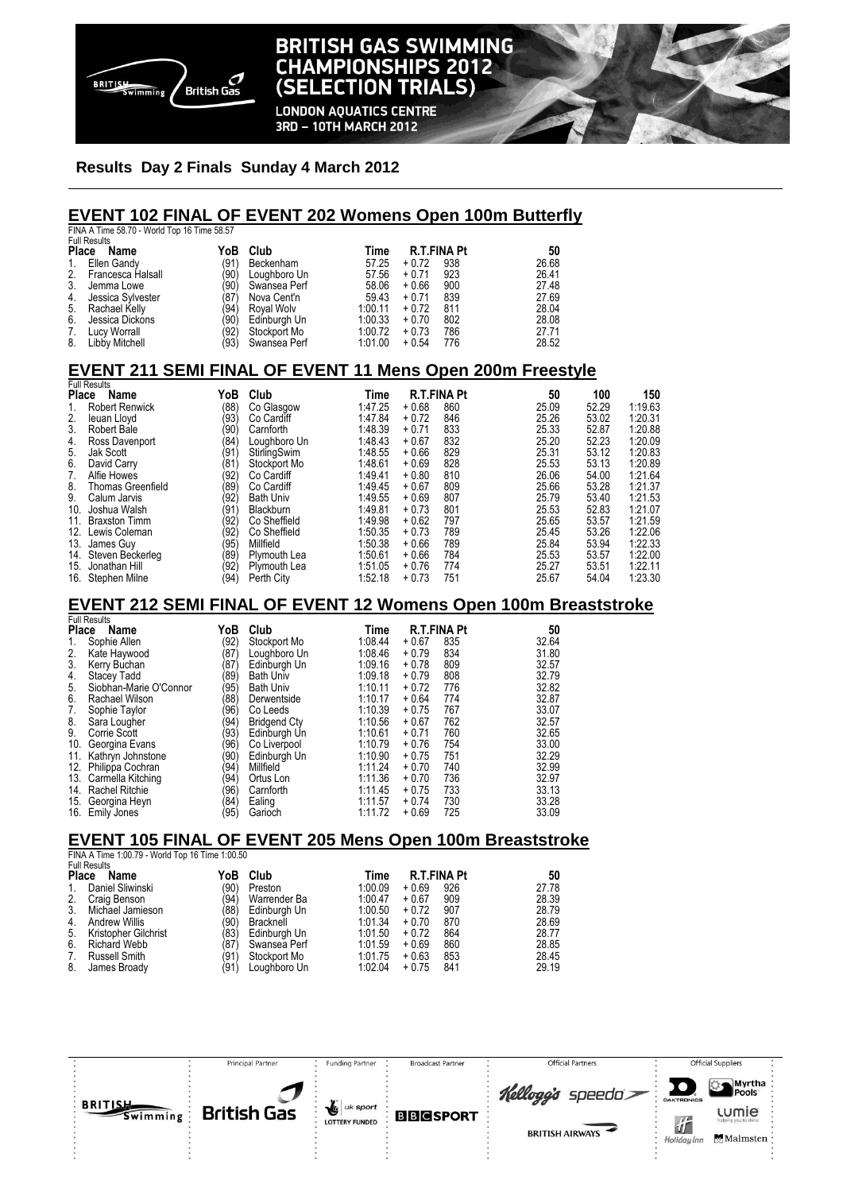# BRITISH GAS SWIMMING CHAMPIONSHIPS 2012 (SELECTION TRIALS)

LONDON AQUATICS CENTRE
3RD – 10TH MARCH 2012

**Results Day 2 Finals Sunday 4 March 2012**

## EVENT 102 FINAL OF EVENT 202 Womens Open 100m Butterfly

FINA A Time 58.70 - World Top 16 Time 58.57

Full Results

| Place | Name | YoB | Club | Time | R.T. | FINA Pt | 50 |
|---|---|---|---|---|---|---|---|
| 1. | Ellen Gandy | (91) | Beckenham | 57.25 | + 0.72 | 938 | 26.68 |
| 2. | Francesca Halsall | (90) | Loughboro Un | 57.56 | + 0.71 | 923 | 26.41 |
| 3. | Jemma Lowe | (90) | Swansea Perf | 58.06 | + 0.66 | 900 | 27.48 |
| 4. | Jessica Sylvester | (87) | Nova Cent'n | 59.43 | + 0.71 | 839 | 27.69 |
| 5. | Rachael Kelly | (94) | Royal Wolv | 1:00.11 | + 0.72 | 811 | 28.04 |
| 6. | Jessica Dickons | (90) | Edinburgh Un | 1:00.33 | + 0.70 | 802 | 28.08 |
| 7. | Lucy Worrall | (92) | Stockport Mo | 1:00.72 | + 0.73 | 786 | 27.71 |
| 8. | Libby Mitchell | (93) | Swansea Perf | 1:01.00 | + 0.54 | 776 | 28.52 |

## EVENT 211 SEMI FINAL OF EVENT 11 Mens Open 200m Freestyle

Full Results

| Place | Name | YoB | Club | Time | R.T. | FINA Pt | 50 | 100 | 150 |
|---|---|---|---|---|---|---|---|---|---|
| 1. | Robert Renwick | (88) | Co Glasgow | 1:47.25 | + 0.68 | 860 | 25.09 | 52.29 | 1:19.63 |
| 2. | Ieuan Lloyd | (93) | Co Cardiff | 1:47.84 | + 0.72 | 846 | 25.26 | 53.02 | 1:20.31 |
| 3. | Robert Bale | (90) | Carnforth | 1:48.39 | + 0.71 | 833 | 25.33 | 52.87 | 1:20.88 |
| 4. | Ross Davenport | (84) | Loughboro Un | 1:48.43 | + 0.67 | 832 | 25.20 | 52.23 | 1:20.09 |
| 5. | Jak Scott | (91) | StirlingSwim | 1:48.55 | + 0.66 | 829 | 25.31 | 53.12 | 1:20.83 |
| 6. | David Carry | (81) | Stockport Mo | 1:48.61 | + 0.69 | 828 | 25.53 | 53.13 | 1:20.89 |
| 7. | Alfie Howes | (92) | Co Cardiff | 1:49.41 | + 0.80 | 810 | 26.06 | 54.00 | 1:21.64 |
| 8. | Thomas Greenfield | (89) | Co Cardiff | 1:49.45 | + 0.67 | 809 | 25.66 | 53.28 | 1:21.37 |
| 9. | Calum Jarvis | (92) | Bath Univ | 1:49.55 | + 0.69 | 807 | 25.79 | 53.40 | 1:21.53 |
| 10. | Joshua Walsh | (91) | Blackburn | 1:49.81 | + 0.73 | 801 | 25.53 | 52.83 | 1:21.07 |
| 11. | Braxston Timm | (92) | Co Sheffield | 1:49.98 | + 0.62 | 797 | 25.65 | 53.57 | 1:21.59 |
| 12. | Lewis Coleman | (92) | Co Sheffield | 1:50.35 | + 0.73 | 789 | 25.45 | 53.26 | 1:22.06 |
| 13. | James Guy | (95) | Millfield | 1:50.38 | + 0.66 | 789 | 25.84 | 53.94 | 1:22.33 |
| 14. | Steven Beckerleg | (89) | Plymouth Lea | 1:50.61 | + 0.66 | 784 | 25.53 | 53.57 | 1:22.00 |
| 15. | Jonathan Hill | (92) | Plymouth Lea | 1:51.05 | + 0.76 | 774 | 25.27 | 53.51 | 1:22.11 |
| 16. | Stephen Milne | (94) | Perth City | 1:52.18 | + 0.73 | 751 | 25.67 | 54.04 | 1:23.30 |

## EVENT 212 SEMI FINAL OF EVENT 12 Womens Open 100m Breaststroke

Full Results

| Place | Name | YoB | Club | Time | R.T. | FINA Pt | 50 |
|---|---|---|---|---|---|---|---|
| 1. | Sophie Allen | (92) | Stockport Mo | 1:08.44 | + 0.67 | 835 | 32.64 |
| 2. | Kate Haywood | (87) | Loughboro Un | 1:08.46 | + 0.79 | 834 | 31.80 |
| 3. | Kerry Buchan | (87) | Edinburgh Un | 1:09.16 | + 0.78 | 809 | 32.57 |
| 4. | Stacey Tadd | (89) | Bath Univ | 1:09.18 | + 0.79 | 808 | 32.79 |
| 5. | Siobhan-Marie O'Connor | (95) | Bath Univ | 1:10.11 | + 0.72 | 776 | 32.82 |
| 6. | Rachael Wilson | (88) | Derwentside | 1:10.17 | + 0.64 | 774 | 32.87 |
| 7. | Sophie Taylor | (96) | Co Leeds | 1:10.39 | + 0.75 | 767 | 33.07 |
| 8. | Sara Lougher | (94) | Bridgend Cty | 1:10.56 | + 0.67 | 762 | 32.57 |
| 9. | Corrie Scott | (93) | Edinburgh Un | 1:10.61 | + 0.71 | 760 | 32.65 |
| 10. | Georgina Evans | (96) | Co Liverpool | 1:10.79 | + 0.76 | 754 | 33.00 |
| 11. | Kathryn Johnstone | (90) | Edinburgh Un | 1:10.90 | + 0.75 | 751 | 32.29 |
| 12. | Philippa Cochran | (94) | Millfield | 1:11.24 | + 0.70 | 740 | 32.99 |
| 13. | Carmella Kitching | (94) | Ortus Lon | 1:11.36 | + 0.70 | 736 | 32.97 |
| 14. | Rachel Ritchie | (96) | Carnforth | 1:11.45 | + 0.75 | 733 | 33.13 |
| 15. | Georgina Heyn | (84) | Ealing | 1:11.57 | + 0.74 | 730 | 33.28 |
| 16. | Emily Jones | (95) | Garioch | 1:11.72 | + 0.69 | 725 | 33.09 |

## EVENT 105 FINAL OF EVENT 205 Mens Open 100m Breaststroke

FINA A Time 1:00.79 - World Top 16 Time 1:00.50

Full Results

| Place | Name | YoB | Club | Time | R.T. | FINA Pt | 50 |
|---|---|---|---|---|---|---|---|
| 1. | Daniel Sliwinski | (90) | Preston | 1:00.09 | + 0.69 | 926 | 27.78 |
| 2. | Craig Benson | (94) | Warrender Ba | 1:00.47 | + 0.67 | 909 | 28.39 |
| 3. | Michael Jamieson | (88) | Edinburgh Un | 1:00.50 | + 0.72 | 907 | 28.79 |
| 4. | Andrew Willis | (90) | Bracknell | 1:01.34 | + 0.70 | 870 | 28.69 |
| 5. | Kristopher Gilchrist | (83) | Edinburgh Un | 1:01.50 | + 0.72 | 864 | 28.77 |
| 6. | Richard Webb | (87) | Swansea Perf | 1:01.59 | + 0.69 | 860 | 28.85 |
| 7. | Russell Smith | (91) | Stockport Mo | 1:01.75 | + 0.63 | 853 | 28.45 |
| 8. | James Broady | (91) | Loughboro Un | 1:02.04 | + 0.75 | 841 | 29.19 |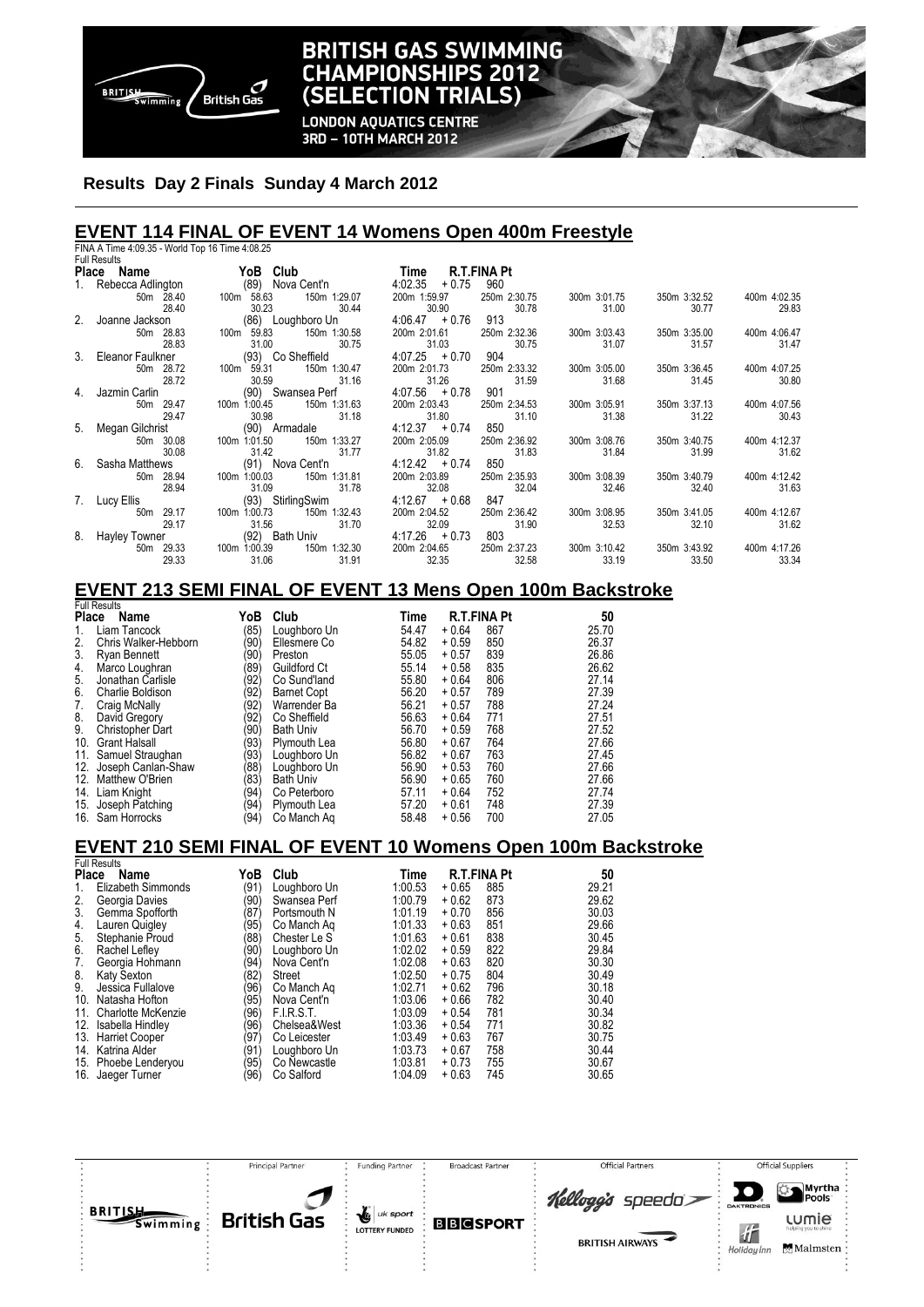**Results Day 2 Finals Sunday 4 March 2012**

## EVENT 114 FINAL OF EVENT 14 Womens Open 400m Freestyle

FINA A Time 4:09.35 - World Top 16 Time 4:08.25

Full Results

| Place | Name | YoB | Club | Time | R.T. | FINA Pt |
|---|---|---|---|---|---|---|
| 1. | Rebecca Adlington | (89) | Nova Cent'n | 4:02.35 | + 0.75 | 960 |
| | 50m 28.40 / 28.40 | 100m 58.63 / 30.23 | 150m 1:29.07 / 30.44 | 200m 1:59.97 / 30.90 | 250m 2:30.75 / 30.78 | 300m 3:01.75 / 31.00 — 350m 3:32.52 / 30.77 — 400m 4:02.35 / 29.83 |
| 2. | Joanne Jackson | (86) | Loughboro Un | 4:06.47 | + 0.76 | 913 |
| | 50m 28.83 / 28.83 | 100m 59.83 / 31.00 | 150m 1:30.58 / 30.75 | 200m 2:01.61 / 31.03 | 250m 2:32.36 / 30.75 | 300m 3:03.43 / 31.07 — 350m 3:35.00 / 31.57 — 400m 4:06.47 / 31.47 |
| 3. | Eleanor Faulkner | (93) | Co Sheffield | 4:07.25 | + 0.70 | 904 |
| | 50m 28.72 / 28.72 | 100m 59.31 / 30.59 | 150m 1:30.47 / 31.16 | 200m 2:01.73 / 31.26 | 250m 2:33.32 / 31.59 | 300m 3:05.00 / 31.68 — 350m 3:36.45 / 31.45 — 400m 4:07.25 / 30.80 |
| 4. | Jazmin Carlin | (90) | Swansea Perf | 4:07.56 | + 0.78 | 901 |
| | 50m 29.47 / 29.47 | 100m 1:00.45 / 30.98 | 150m 1:31.63 / 31.18 | 200m 2:03.43 / 31.80 | 250m 2:34.53 / 31.10 | 300m 3:05.91 / 31.38 — 350m 3:37.13 / 31.22 — 400m 4:07.56 / 30.43 |
| 5. | Megan Gilchrist | (90) | Armadale | 4:12.37 | + 0.74 | 850 |
| | 50m 30.08 / 30.08 | 100m 1:01.50 / 31.42 | 150m 1:33.27 / 31.77 | 200m 2:05.09 / 31.82 | 250m 2:36.92 / 31.83 | 300m 3:08.76 / 31.84 — 350m 3:40.75 / 31.99 — 400m 4:12.37 / 31.62 |
| 6. | Sasha Matthews | (91) | Nova Cent'n | 4:12.42 | + 0.74 | 850 |
| | 50m 28.94 / 28.94 | 100m 1:00.03 / 31.09 | 150m 1:31.81 / 31.78 | 200m 2:03.89 / 32.08 | 250m 2:35.93 / 32.04 | 300m 3:08.39 / 32.46 — 350m 3:40.79 / 32.40 — 400m 4:12.42 / 31.63 |
| 7. | Lucy Ellis | (93) | StirlingSwim | 4:12.67 | + 0.68 | 847 |
| | 50m 29.17 / 29.17 | 100m 1:00.73 / 31.56 | 150m 1:32.43 / 31.70 | 200m 2:04.52 / 32.09 | 250m 2:36.42 / 31.90 | 300m 3:08.95 / 32.53 — 350m 3:41.05 / 32.10 — 400m 4:12.67 / 31.62 |
| 8. | Hayley Towner | (92) | Bath Univ | 4:17.26 | + 0.73 | 803 |
| | 50m 29.33 / 29.33 | 100m 1:00.39 / 31.06 | 150m 1:32.30 / 31.91 | 200m 2:04.65 / 32.35 | 250m 2:37.23 / 32.58 | 300m 3:10.42 / 33.19 — 350m 3:43.92 / 33.50 — 400m 4:17.26 / 33.34 |

## EVENT 213 SEMI FINAL OF EVENT 13 Mens Open 100m Backstroke

Full Results

| Place | Name | YoB | Club | Time | R.T. | FINA Pt | 50 |
|---|---|---|---|---|---|---|---|
| 1. | Liam Tancock | (85) | Loughboro Un | 54.47 | + 0.64 | 867 | 25.70 |
| 2. | Chris Walker-Hebborn | (90) | Ellesmere Co | 54.82 | + 0.59 | 850 | 26.37 |
| 3. | Ryan Bennett | (90) | Preston | 55.05 | + 0.57 | 839 | 26.86 |
| 4. | Marco Loughran | (89) | Guildford Ct | 55.14 | + 0.58 | 835 | 26.62 |
| 5. | Jonathan Carlisle | (92) | Co Sund'land | 55.80 | + 0.64 | 806 | 27.14 |
| 6. | Charlie Boldison | (92) | Barnet Copt | 56.20 | + 0.57 | 789 | 27.39 |
| 7. | Craig McNally | (92) | Warrender Ba | 56.21 | + 0.57 | 788 | 27.24 |
| 8. | David Gregory | (92) | Co Sheffield | 56.63 | + 0.64 | 771 | 27.51 |
| 9. | Christopher Dart | (90) | Bath Univ | 56.70 | + 0.59 | 768 | 27.52 |
| 10. | Grant Halsall | (93) | Plymouth Lea | 56.80 | + 0.67 | 764 | 27.66 |
| 11. | Samuel Straughan | (93) | Loughboro Un | 56.82 | + 0.67 | 763 | 27.45 |
| 12. | Joseph Canlan-Shaw | (88) | Loughboro Un | 56.90 | + 0.53 | 760 | 27.66 |
| 12. | Matthew O'Brien | (83) | Bath Univ | 56.90 | + 0.65 | 760 | 27.66 |
| 14. | Liam Knight | (94) | Co Peterboro | 57.11 | + 0.64 | 752 | 27.74 |
| 15. | Joseph Patching | (94) | Plymouth Lea | 57.20 | + 0.61 | 748 | 27.39 |
| 16. | Sam Horrocks | (94) | Co Manch Aq | 58.48 | + 0.56 | 700 | 27.05 |

## EVENT 210 SEMI FINAL OF EVENT 10 Womens Open 100m Backstroke

Full Results

| Place | Name | YoB | Club | Time | R.T. | FINA Pt | 50 |
|---|---|---|---|---|---|---|---|
| 1. | Elizabeth Simmonds | (91) | Loughboro Un | 1:00.53 | + 0.65 | 885 | 29.21 |
| 2. | Georgia Davies | (90) | Swansea Perf | 1:00.79 | + 0.62 | 873 | 29.62 |
| 3. | Gemma Spofforth | (87) | Portsmouth N | 1:01.19 | + 0.70 | 856 | 30.03 |
| 4. | Lauren Quigley | (95) | Co Manch Aq | 1:01.33 | + 0.63 | 851 | 29.66 |
| 5. | Stephanie Proud | (88) | Chester Le S | 1:01.63 | + 0.61 | 838 | 30.45 |
| 6. | Rachel Lefley | (90) | Loughboro Un | 1:02.02 | + 0.59 | 822 | 29.84 |
| 7. | Georgia Hohmann | (94) | Nova Cent'n | 1:02.08 | + 0.63 | 820 | 30.30 |
| 8. | Katy Sexton | (82) | Street | 1:02.50 | + 0.75 | 804 | 30.49 |
| 9. | Jessica Fullalove | (96) | Co Manch Aq | 1:02.71 | + 0.62 | 796 | 30.18 |
| 10. | Natasha Hofton | (95) | Nova Cent'n | 1:03.06 | + 0.66 | 782 | 30.40 |
| 11. | Charlotte McKenzie | (96) | F.I.R.S.T. | 1:03.09 | + 0.54 | 781 | 30.34 |
| 12. | Isabella Hindley | (96) | Chelsea&West | 1:03.36 | + 0.54 | 771 | 30.82 |
| 13. | Harriet Cooper | (97) | Co Leicester | 1:03.49 | + 0.63 | 767 | 30.75 |
| 14. | Katrina Alder | (91) | Loughboro Un | 1:03.73 | + 0.67 | 758 | 30.44 |
| 15. | Phoebe Lenderyou | (95) | Co Newcastle | 1:03.81 | + 0.73 | 755 | 30.67 |
| 16. | Jaeger Turner | (96) | Co Salford | 1:04.09 | + 0.63 | 745 | 30.65 |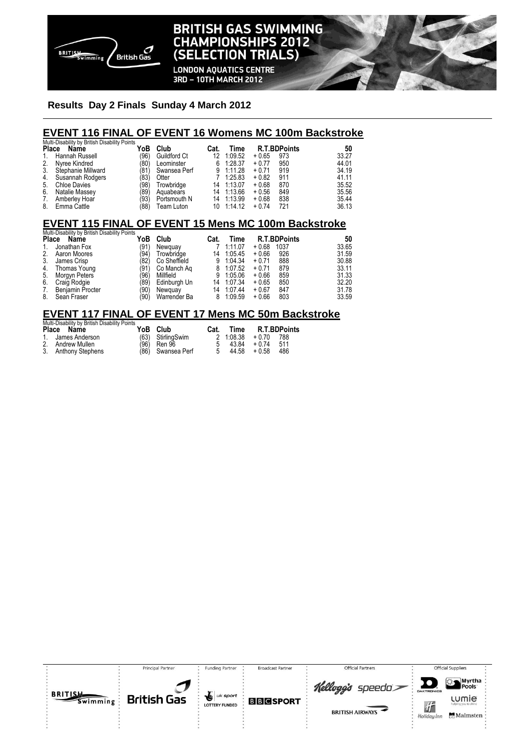# BRITISH GAS SWIMMING CHAMPIONSHIPS 2012 (SELECTION TRIALS)

LONDON AQUATICS CENTRE
3RD – 10TH MARCH 2012

**Results Day 2 Finals Sunday 4 March 2012**

## EVENT 116 FINAL OF EVENT 16 Womens MC 100m Backstroke

Multi-Disability by British Disability Points

| Place | Name | YoB | Club | Cat. | Time | R.T. | BDPoints | 50 |
|---|---|---|---|---|---|---|---|---|
| 1. | Hannah Russell | (96) | Guildford Ct | 12 | 1:09.52 | + 0.65 | 973 | 33.27 |
| 2. | Nyree Kindred | (80) | Leominster | 6 | 1:28.37 | + 0.77 | 950 | 44.01 |
| 3. | Stephanie Millward | (81) | Swansea Perf | 9 | 1:11.28 | + 0.71 | 919 | 34.19 |
| 4. | Susannah Rodgers | (83) | Otter | 7 | 1:25.83 | + 0.82 | 911 | 41.11 |
| 5. | Chloe Davies | (98) | Trowbridge | 14 | 1:13.07 | + 0.68 | 870 | 35.52 |
| 6. | Natalie Massey | (89) | Aquabears | 14 | 1:13.66 | + 0.56 | 849 | 35.56 |
| 7. | Amberley Hoar | (93) | Portsmouth N | 14 | 1:13.99 | + 0.68 | 838 | 35.44 |
| 8. | Emma Cattle | (88) | Team Luton | 10 | 1:14.12 | + 0.74 | 721 | 36.13 |

## EVENT 115 FINAL OF EVENT 15 Mens MC 100m Backstroke

Multi-Disability by British Disability Points

| Place | Name | YoB | Club | Cat. | Time | R.T. | BDPoints | 50 |
|---|---|---|---|---|---|---|---|---|
| 1. | Jonathan Fox | (91) | Newquay | 7 | 1:11.07 | + 0.68 | 1037 | 33.65 |
| 2. | Aaron Moores | (94) | Trowbridge | 14 | 1:05.45 | + 0.66 | 926 | 31.59 |
| 3. | James Crisp | (82) | Co Sheffield | 9 | 1:04.34 | + 0.71 | 888 | 30.88 |
| 4. | Thomas Young | (91) | Co Manch Aq | 8 | 1:07.52 | + 0.71 | 879 | 33.11 |
| 5. | Morgyn Peters | (96) | Millfield | 9 | 1:05.06 | + 0.66 | 859 | 31.33 |
| 6. | Craig Rodgie | (89) | Edinburgh Un | 14 | 1:07.34 | + 0.65 | 850 | 32.20 |
| 7. | Benjamin Procter | (90) | Newquay | 14 | 1:07.44 | + 0.67 | 847 | 31.78 |
| 8. | Sean Fraser | (90) | Warrender Ba | 8 | 1:09.59 | + 0.66 | 803 | 33.59 |

## EVENT 117 FINAL OF EVENT 17 Mens MC 50m Backstroke

Multi-Disability by British Disability Points

| Place | Name | YoB | Club | Cat. | Time | R.T. | BDPoints |
|---|---|---|---|---|---|---|---|
| 1. | James Anderson | (63) | StirlingSwim | 2 | 1:08.38 | + 0.70 | 788 |
| 2. | Andrew Mullen | (96) | Ren 96 | 5 | 43.84 | + 0.74 | 511 |
| 3. | Anthony Stephens | (86) | Swansea Perf | 5 | 44.58 | + 0.58 | 486 |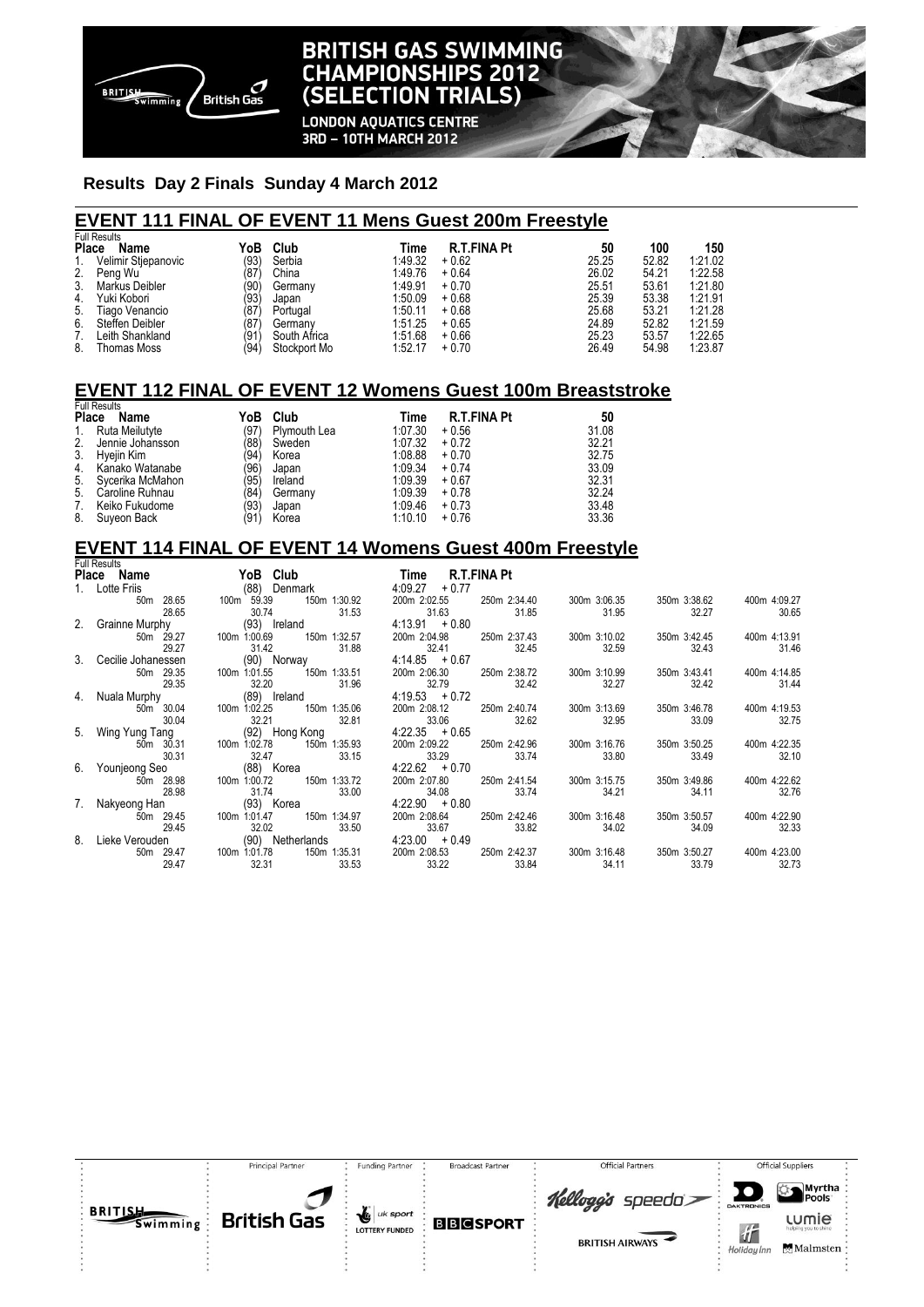# BRITISH GAS SWIMMING CHAMPIONSHIPS 2012 (SELECTION TRIALS)

LONDON AQUATICS CENTRE
3RD – 10TH MARCH 2012

## Results Day 2 Finals Sunday 4 March 2012

### EVENT 111 FINAL OF EVENT 11 Mens Guest 200m Freestyle

Full Results

| Place | Name | YoB | Club | Time | R.T. | FINA Pt | 50 | 100 | 150 |
|---|---|---|---|---|---|---|---|---|---|
| 1. | Velimir Stjepanovic | (93) | Serbia | 1:49.32 | + 0.62 | | 25.25 | 52.82 | 1:21.02 |
| 2. | Peng Wu | (87) | China | 1:49.76 | + 0.64 | | 26.02 | 54.21 | 1:22.58 |
| 3. | Markus Deibler | (90) | Germany | 1:49.91 | + 0.70 | | 25.51 | 53.61 | 1:21.80 |
| 4. | Yuki Kobori | (93) | Japan | 1:50.09 | + 0.68 | | 25.39 | 53.38 | 1:21.91 |
| 5. | Tiago Venancio | (87) | Portugal | 1:50.11 | + 0.68 | | 25.68 | 53.21 | 1:21.28 |
| 6. | Steffen Deibler | (87) | Germany | 1:51.25 | + 0.65 | | 24.89 | 52.82 | 1:21.59 |
| 7. | Leith Shankland | (91) | South Africa | 1:51.68 | + 0.66 | | 25.23 | 53.57 | 1:22.65 |
| 8. | Thomas Moss | (94) | Stockport Mo | 1:52.17 | + 0.70 | | 26.49 | 54.98 | 1:23.87 |

### EVENT 112 FINAL OF EVENT 12 Womens Guest 100m Breaststroke

Full Results

| Place | Name | YoB | Club | Time | R.T. | FINA Pt | 50 |
|---|---|---|---|---|---|---|---|
| 1. | Ruta Meilutyte | (97) | Plymouth Lea | 1:07.30 | + 0.56 | | 31.08 |
| 2. | Jennie Johansson | (88) | Sweden | 1:07.32 | + 0.72 | | 32.21 |
| 3. | Hyejin Kim | (94) | Korea | 1:08.88 | + 0.70 | | 32.75 |
| 4. | Kanako Watanabe | (96) | Japan | 1:09.34 | + 0.74 | | 33.09 |
| 5. | Sycerika McMahon | (95) | Ireland | 1:09.39 | + 0.67 | | 32.31 |
| 5. | Caroline Ruhnau | (84) | Germany | 1:09.39 | + 0.78 | | 32.24 |
| 7. | Keiko Fukudome | (93) | Japan | 1:09.46 | + 0.73 | | 33.48 |
| 8. | Suyeon Back | (91) | Korea | 1:10.10 | + 0.76 | | 33.36 |

### EVENT 114 FINAL OF EVENT 14 Womens Guest 400m Freestyle

Full Results

| Place | Name | YoB | Club | Time | R.T. | FINA Pt |
|---|---|---|---|---|---|---|
| 1. | Lotte Friis | (88) | Denmark | 4:09.27 | + 0.77 | |
| 2. | Grainne Murphy | (93) | Ireland | 4:13.91 | + 0.80 | |
| 3. | Cecilie Johanessen | (90) | Norway | 4:14.85 | + 0.67 | |
| 4. | Nuala Murphy | (89) | Ireland | 4:19.53 | + 0.72 | |
| 5. | Wing Yung Tang | (92) | Hong Kong | 4:22.35 | + 0.65 | |
| 6. | Younjeong Seo | (88) | Korea | 4:22.62 | + 0.70 | |
| 7. | Nakyeong Han | (93) | Korea | 4:22.90 | + 0.80 | |
| 8. | Lieke Verouden | (90) | Netherlands | 4:23.00 | + 0.49 | |

Splits

| Place | Name | | 50m | 100m | 150m | 200m | 250m | 300m | 350m | 400m |
|---|---|---|---|---|---|---|---|---|---|---|
| 1. | Lotte Friis | Cumulative | 28.65 | 59.39 | 1:30.92 | 2:02.55 | 2:34.40 | 3:06.35 | 3:38.62 | 4:09.27 |
| | | Split | 28.65 | 30.74 | 31.53 | 31.63 | 31.85 | 31.95 | 32.27 | 30.65 |
| 2. | Grainne Murphy | Cumulative | 29.27 | 1:00.69 | 1:32.57 | 2:04.98 | 2:37.43 | 3:10.02 | 3:42.45 | 4:13.91 |
| | | Split | 29.27 | 31.42 | 31.88 | 32.41 | 32.45 | 32.59 | 32.43 | 31.46 |
| 3. | Cecilie Johanessen | Cumulative | 29.35 | 1:01.55 | 1:33.51 | 2:06.30 | 2:38.72 | 3:10.99 | 3:43.41 | 4:14.85 |
| | | Split | 29.35 | 32.20 | 31.96 | 32.79 | 32.42 | 32.27 | 32.42 | 31.44 |
| 4. | Nuala Murphy | Cumulative | 30.04 | 1:02.25 | 1:35.06 | 2:08.12 | 2:40.74 | 3:13.69 | 3:46.78 | 4:19.53 |
| | | Split | 30.04 | 32.21 | 32.81 | 33.06 | 32.62 | 32.95 | 33.09 | 32.75 |
| 5. | Wing Yung Tang | Cumulative | 30.31 | 1:02.78 | 1:35.93 | 2:09.22 | 2:42.96 | 3:16.76 | 3:50.25 | 4:22.35 |
| | | Split | 30.31 | 32.47 | 33.15 | 33.29 | 33.74 | 33.80 | 33.49 | 32.10 |
| 6. | Younjeong Seo | Cumulative | 28.98 | 1:00.72 | 1:33.72 | 2:07.80 | 2:41.54 | 3:15.75 | 3:49.86 | 4:22.62 |
| | | Split | 28.98 | 31.74 | 33.00 | 34.08 | 33.74 | 34.21 | 34.11 | 32.76 |
| 7. | Nakyeong Han | Cumulative | 29.45 | 1:01.47 | 1:34.97 | 2:08.64 | 2:42.46 | 3:16.48 | 3:50.57 | 4:22.90 |
| | | Split | 29.45 | 32.02 | 33.50 | 33.67 | 33.82 | 34.02 | 34.09 | 32.33 |
| 8. | Lieke Verouden | Cumulative | 29.47 | 1:01.78 | 1:35.31 | 2:08.53 | 2:42.37 | 3:16.48 | 3:50.27 | 4:23.00 |
| | | Split | 29.47 | 32.31 | 33.53 | 33.22 | 33.84 | 34.11 | 33.79 | 32.73 |

Principal Partner: British Gas | Funding Partner: UK Sport Lottery Funded | Broadcast Partner: BBC Sport | Official Partners: Kellogg's, Speedo, British Airways | Official Suppliers: Daktronics, Myrtha Pools, Lumie, Holiday Inn, Malmsten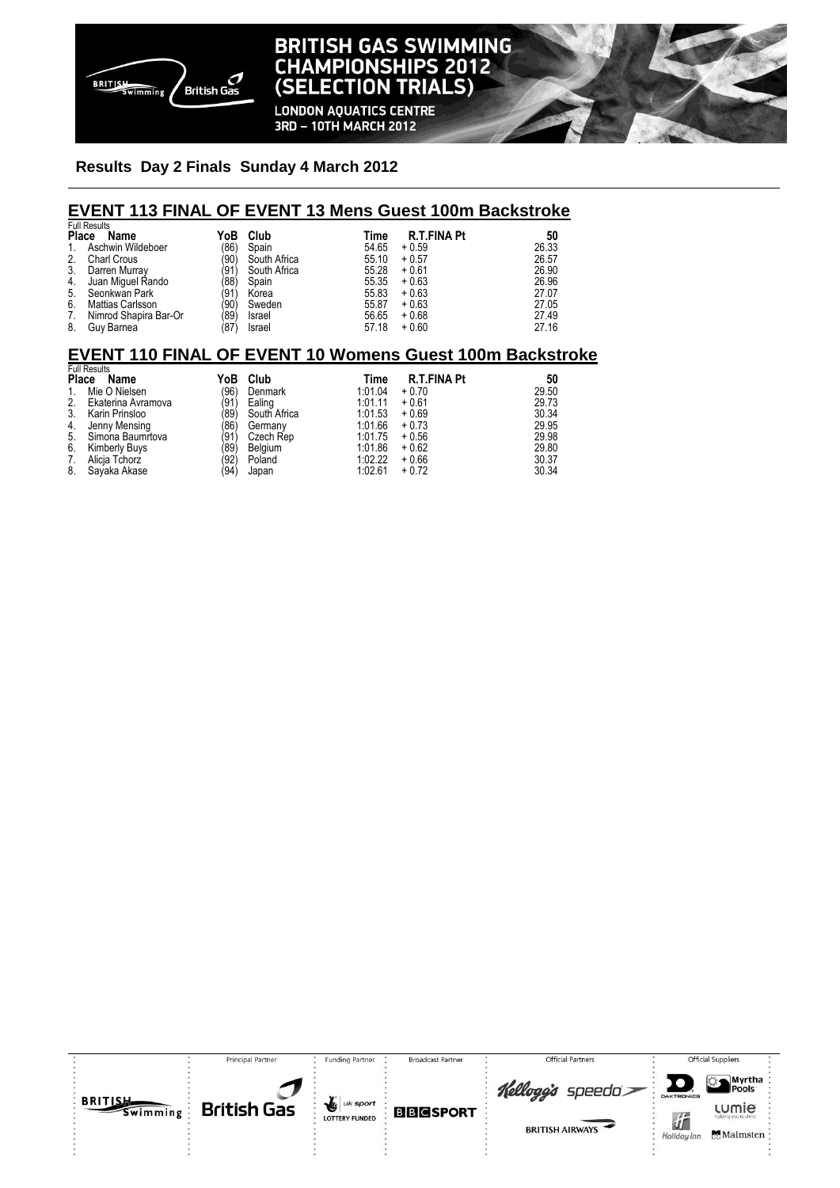**Results Day 2 Finals Sunday 4 March 2012**

## EVENT 113 FINAL OF EVENT 13 Mens Guest 100m Backstroke

Full Results

| Place | Name | YoB | Club | Time | R.T. | FINA Pt | 50 |
|---|---|---|---|---|---|---|---|
| 1. | Aschwin Wildeboer | (86) | Spain | 54.65 | + 0.59 | | 26.33 |
| 2. | Charl Crous | (90) | South Africa | 55.10 | + 0.57 | | 26.57 |
| 3. | Darren Murray | (91) | South Africa | 55.28 | + 0.61 | | 26.90 |
| 4. | Juan Miguel Rando | (88) | Spain | 55.35 | + 0.63 | | 26.96 |
| 5. | Seonkwan Park | (91) | Korea | 55.83 | + 0.63 | | 27.07 |
| 6. | Mattias Carlsson | (90) | Sweden | 55.87 | + 0.63 | | 27.05 |
| 7. | Nimrod Shapira Bar-Or | (89) | Israel | 56.65 | + 0.68 | | 27.49 |
| 8. | Guy Barnea | (87) | Israel | 57.18 | + 0.60 | | 27.16 |

## EVENT 110 FINAL OF EVENT 10 Womens Guest 100m Backstroke

Full Results

| Place | Name | YoB | Club | Time | R.T. | FINA Pt | 50 |
|---|---|---|---|---|---|---|---|
| 1. | Mie O Nielsen | (96) | Denmark | 1:01.04 | + 0.70 | | 29.50 |
| 2. | Ekaterina Avramova | (91) | Ealing | 1:01.11 | + 0.61 | | 29.73 |
| 3. | Karin Prinsloo | (89) | South Africa | 1:01.53 | + 0.69 | | 30.34 |
| 4. | Jenny Mensing | (86) | Germany | 1:01.66 | + 0.73 | | 29.95 |
| 5. | Simona Baumrtova | (91) | Czech Rep | 1:01.75 | + 0.56 | | 29.98 |
| 6. | Kimberly Buys | (89) | Belgium | 1:01.86 | + 0.62 | | 29.80 |
| 7. | Alicja Tchorz | (92) | Poland | 1:02.22 | + 0.66 | | 30.37 |
| 8. | Sayaka Akase | (94) | Japan | 1:02.61 | + 0.72 | | 30.34 |